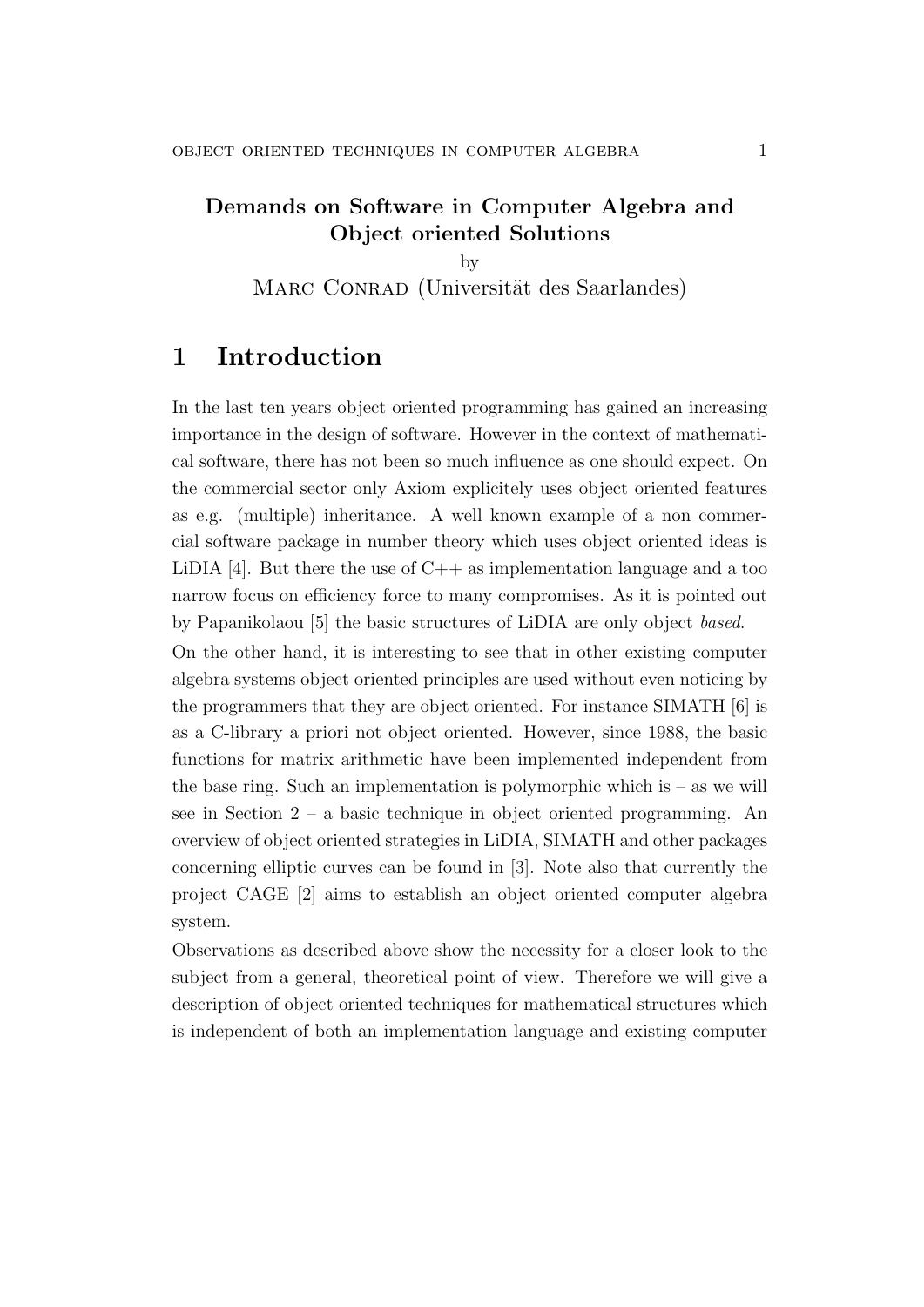**Demands on Software in Computer Algebra and Object oriented Solutions**

by

Marc Conrad (Universität des Saarlandes)

# 1 Introduction

In the last ten years object oriented programming has gained an increasing importance in the design of software. However in the context of mathematical software, there has not been so much influence as one should expect. On the commercial sector only Axiom explicitely uses object oriented features as e.g. (multiple) inheritance. A well known example of a non commercial software package in number theory which uses object oriented ideas is LiDIA [4]. But there the use of C++ as implementation language and a too narrow focus on efficiency force to many compromises. As it is pointed out by Papanikolaou [5] the basic structures of LiDIA are only object *based*.

On the other hand, it is interesting to see that in other existing computer algebra systems object oriented principles are used without even noticing by the programmers that they are object oriented. For instance SIMATH [6] is as a C-library a priori not object oriented. However, since 1988, the basic functions for matrix arithmetic have been implemented independent from the base ring. Such an implementation is polymorphic which is – as we will see in Section 2 – a basic technique in object oriented programming. An overview of object oriented strategies in LiDIA, SIMATH and other packages concerning elliptic curves can be found in [3]. Note also that currently the project CAGE [2] aims to establish an object oriented computer algebra system.

Observations as described above show the necessity for a closer look to the subject from a general, theoretical point of view. Therefore we will give a description of object oriented techniques for mathematical structures which is independent of both an implementation language and existing computer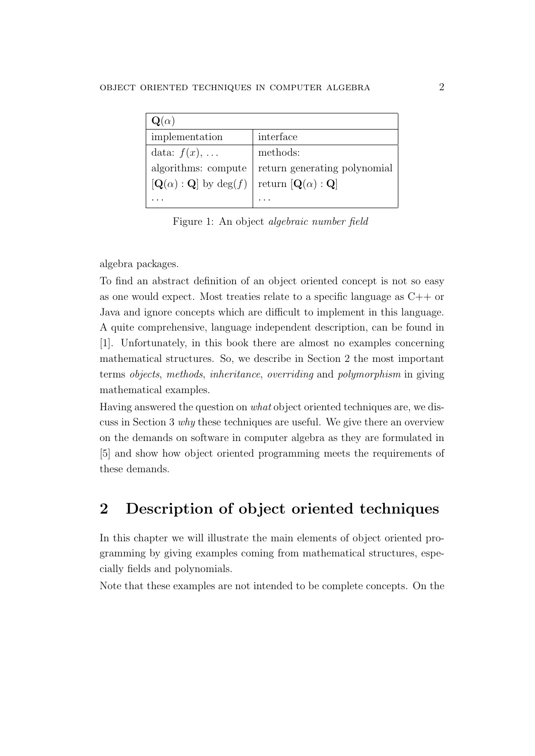| $\mathbf{Q}(\alpha)$ | |
|---|---|
| implementation | interface |
| data: $f(x)$, ... | methods: |
| algorithms: compute | return generating polynomial |
| $[\mathbf{Q}(\alpha) : \mathbf{Q}]$ by $\deg(f)$ | return $[\mathbf{Q}(\alpha) : \mathbf{Q}]$ |
| ... | ... |

Figure 1: An object *algebraic number field*

algebra packages.

To find an abstract definition of an object oriented concept is not so easy as one would expect. Most treaties relate to a specific language as C++ or Java and ignore concepts which are difficult to implement in this language. A quite comprehensive, language independent description, can be found in [1]. Unfortunately, in this book there are almost no examples concerning mathematical structures. So, we describe in Section 2 the most important terms *objects*, *methods*, *inheritance*, *overriding* and *polymorphism* in giving mathematical examples.

Having answered the question on *what* object oriented techniques are, we discuss in Section 3 *why* these techniques are useful. We give there an overview on the demands on software in computer algebra as they are formulated in [5] and show how object oriented programming meets the requirements of these demands.

## 2 Description of object oriented techniques

In this chapter we will illustrate the main elements of object oriented programming by giving examples coming from mathematical structures, especially fields and polynomials.

Note that these examples are not intended to be complete concepts. On the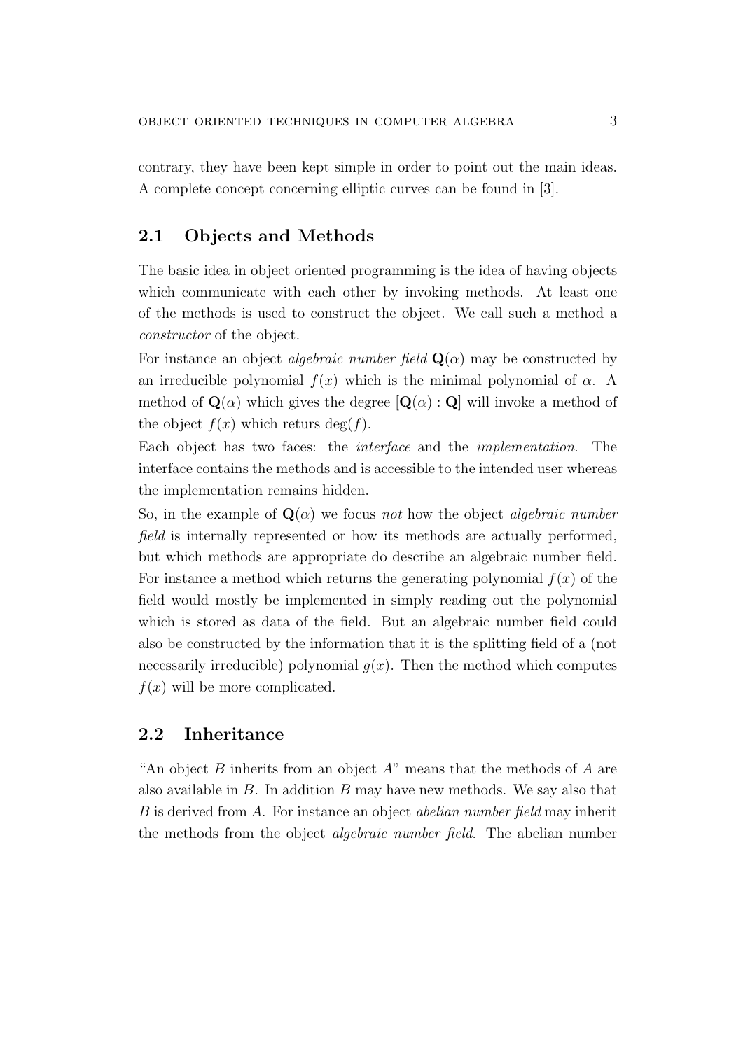contrary, they have been kept simple in order to point out the main ideas. A complete concept concerning elliptic curves can be found in [3].

## 2.1 Objects and Methods

The basic idea in object oriented programming is the idea of having objects which communicate with each other by invoking methods. At least one of the methods is used to construct the object. We call such a method a *constructor* of the object.

For instance an object *algebraic number field* $\mathbf{Q}(\alpha)$ may be constructed by an irreducible polynomial $f(x)$ which is the minimal polynomial of $\alpha$. A method of $\mathbf{Q}(\alpha)$ which gives the degree $[\mathbf{Q}(\alpha) : \mathbf{Q}]$ will invoke a method of the object $f(x)$ which returs $\deg(f)$.

Each object has two faces: the *interface* and the *implementation*. The interface contains the methods and is accessible to the intended user whereas the implementation remains hidden.

So, in the example of $\mathbf{Q}(\alpha)$ we focus *not* how the object *algebraic number field* is internally represented or how its methods are actually performed, but which methods are appropriate do describe an algebraic number field. For instance a method which returns the generating polynomial $f(x)$ of the field would mostly be implemented in simply reading out the polynomial which is stored as data of the field. But an algebraic number field could also be constructed by the information that it is the splitting field of a (not necessarily irreducible) polynomial $g(x)$. Then the method which computes $f(x)$ will be more complicated.

## 2.2 Inheritance

"An object $B$ inherits from an object $A$" means that the methods of $A$ are also available in $B$. In addition $B$ may have new methods. We say also that $B$ is derived from $A$. For instance an object *abelian number field* may inherit the methods from the object *algebraic number field*. The abelian number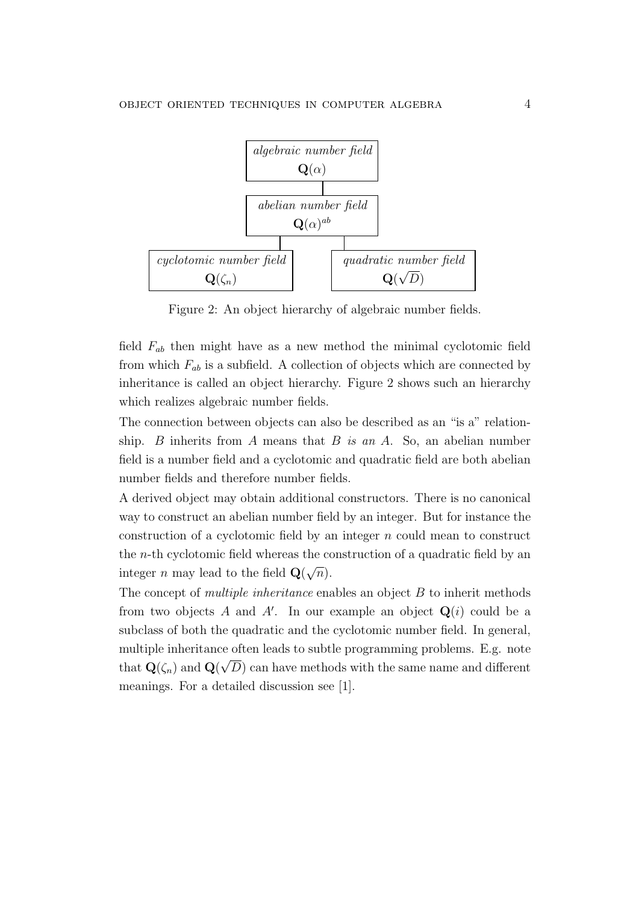algebraic number field $\mathbf{Q}(\alpha)$

abelian number field $\mathbf{Q}(\alpha)^{ab}$

cyclotomic number field $\mathbf{Q}(\zeta_n)$

quadratic number field $\mathbf{Q}(\sqrt{D})$

Figure 2: An object hierarchy of algebraic number fields.

field $F_{ab}$ then might have as a new method the minimal cyclotomic field from which $F_{ab}$ is a subfield. A collection of objects which are connected by inheritance is called an object hierarchy. Figure 2 shows such an hierarchy which realizes algebraic number fields.

The connection between objects can also be described as an "is a" relationship. $B$ inherits from $A$ means that $B$ *is an* $A$. So, an abelian number field is a number field and a cyclotomic and quadratic field are both abelian number fields and therefore number fields.

A derived object may obtain additional constructors. There is no canonical way to construct an abelian number field by an integer. But for instance the construction of a cyclotomic field by an integer $n$ could mean to construct the $n$-th cyclotomic field whereas the construction of a quadratic field by an integer $n$ may lead to the field $\mathbf{Q}(\sqrt{n})$.

The concept of *multiple inheritance* enables an object $B$ to inherit methods from two objects $A$ and $A'$. In our example an object $\mathbf{Q}(i)$ could be a subclass of both the quadratic and the cyclotomic number field. In general, multiple inheritance often leads to subtle programming problems. E.g. note that $\mathbf{Q}(\zeta_n)$ and $\mathbf{Q}(\sqrt{D})$ can have methods with the same name and different meanings. For a detailed discussion see [1].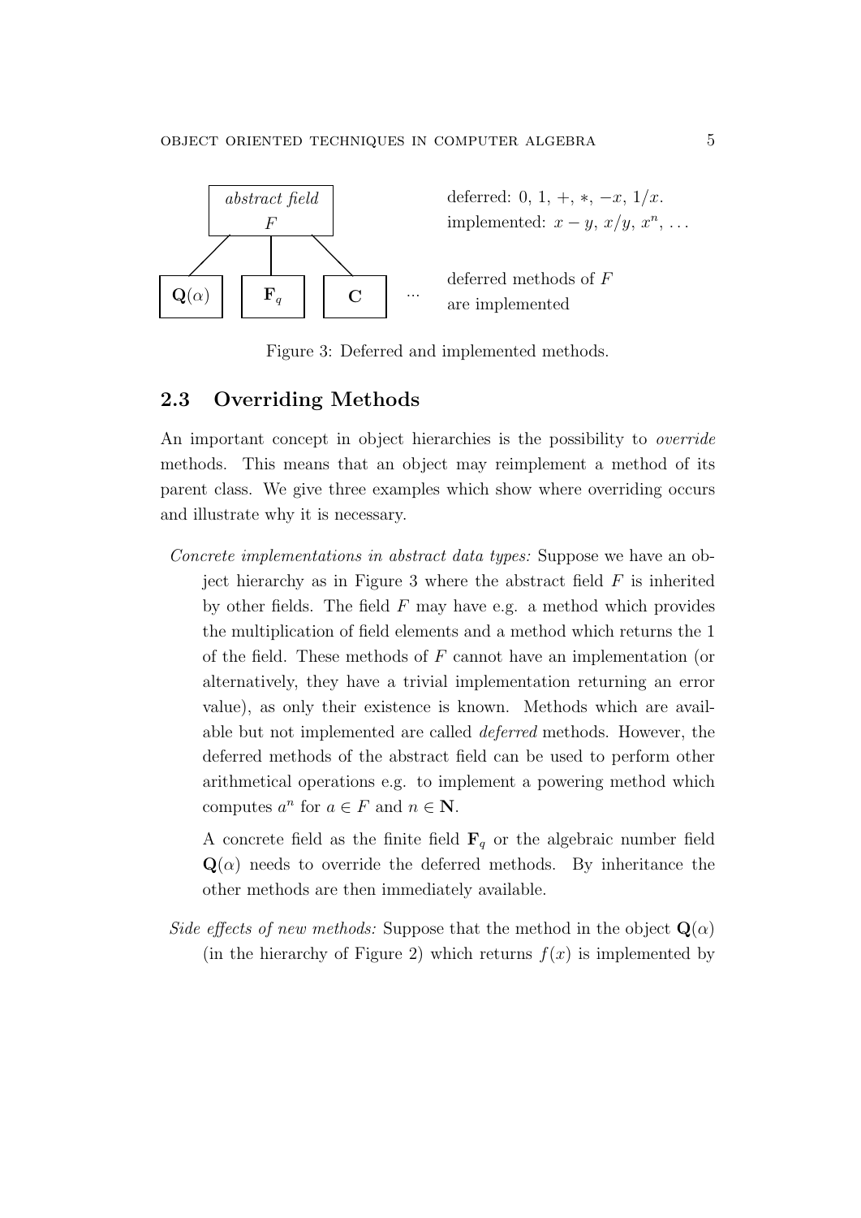*abstract field* $F$ — deferred: $0$, $1$, $+$, $*$, $-x$, $1/x$. implemented: $x-y$, $x/y$, $x^n$, ...

$\mathbf{Q}(\alpha)$, $\mathbf{F}_q$, $\mathbf{C}$, ... — deferred methods of $F$ are implemented

Figure 3: Deferred and implemented methods.

## 2.3 Overriding Methods

An important concept in object hierarchies is the possibility to *override* methods. This means that an object may reimplement a method of its parent class. We give three examples which show where overriding occurs and illustrate why it is necessary.

*Concrete implementations in abstract data types:* Suppose we have an object hierarchy as in Figure 3 where the abstract field $F$ is inherited by other fields. The field $F$ may have e.g. a method which provides the multiplication of field elements and a method which returns the 1 of the field. These methods of $F$ cannot have an implementation (or alternatively, they have a trivial implementation returning an error value), as only their existence is known. Methods which are available but not implemented are called *deferred* methods. However, the deferred methods of the abstract field can be used to perform other arithmetical operations e.g. to implement a powering method which computes $a^n$ for $a \in F$ and $n \in \mathbf{N}$.

A concrete field as the finite field $\mathbf{F}_q$ or the algebraic number field $\mathbf{Q}(\alpha)$ needs to override the deferred methods. By inheritance the other methods are then immediately available.

*Side effects of new methods:* Suppose that the method in the object $\mathbf{Q}(\alpha)$ (in the hierarchy of Figure 2) which returns $f(x)$ is implemented by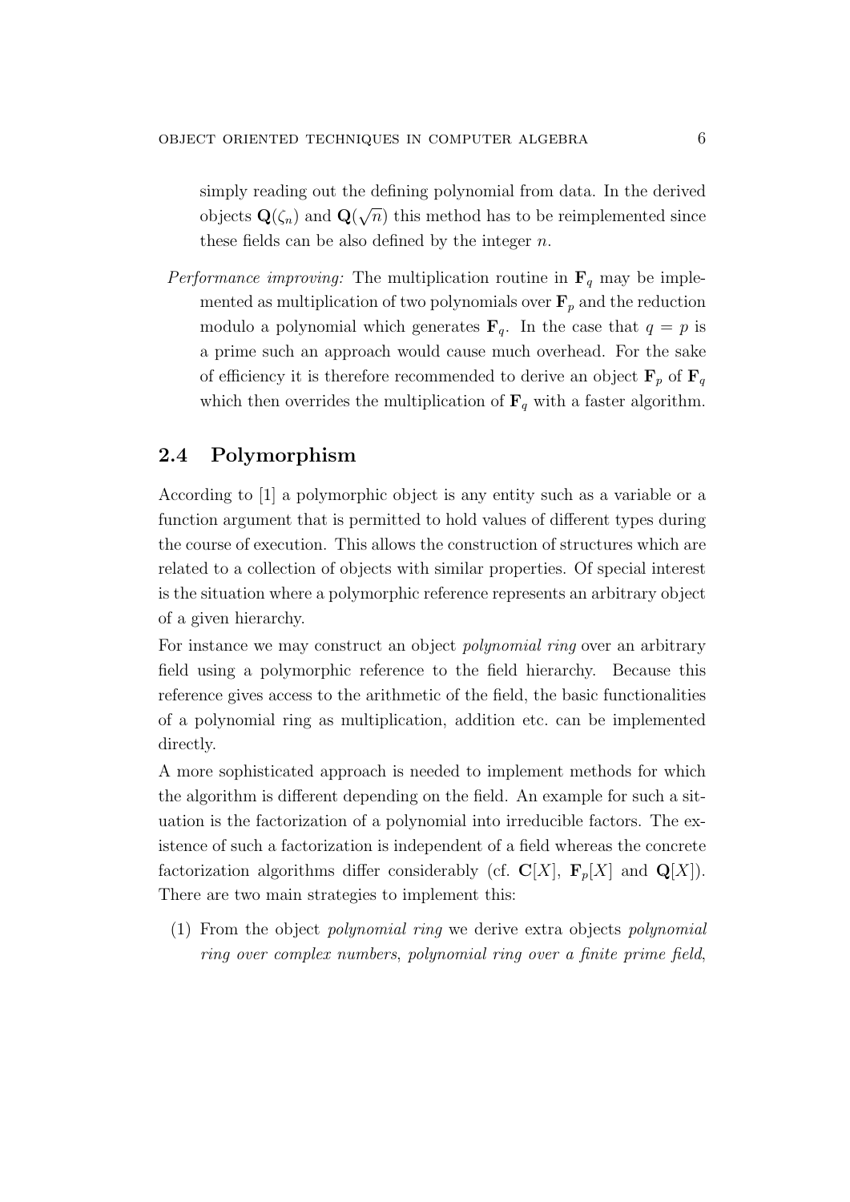simply reading out the defining polynomial from data. In the derived objects $\mathbf{Q}(\zeta_n)$ and $\mathbf{Q}(\sqrt{n})$ this method has to be reimplemented since these fields can be also defined by the integer $n$.

*Performance improving:* The multiplication routine in $\mathbf{F}_q$ may be implemented as multiplication of two polynomials over $\mathbf{F}_p$ and the reduction modulo a polynomial which generates $\mathbf{F}_q$. In the case that $q = p$ is a prime such an approach would cause much overhead. For the sake of efficiency it is therefore recommended to derive an object $\mathbf{F}_p$ of $\mathbf{F}_q$ which then overrides the multiplication of $\mathbf{F}_q$ with a faster algorithm.

## 2.4 Polymorphism

According to [1] a polymorphic object is any entity such as a variable or a function argument that is permitted to hold values of different types during the course of execution. This allows the construction of structures which are related to a collection of objects with similar properties. Of special interest is the situation where a polymorphic reference represents an arbitrary object of a given hierarchy.

For instance we may construct an object *polynomial ring* over an arbitrary field using a polymorphic reference to the field hierarchy. Because this reference gives access to the arithmetic of the field, the basic functionalities of a polynomial ring as multiplication, addition etc. can be implemented directly.

A more sophisticated approach is needed to implement methods for which the algorithm is different depending on the field. An example for such a situation is the factorization of a polynomial into irreducible factors. The existence of such a factorization is independent of a field whereas the concrete factorization algorithms differ considerably (cf. $\mathbf{C}[X]$, $\mathbf{F}_p[X]$ and $\mathbf{Q}[X]$). There are two main strategies to implement this:

(1) From the object *polynomial ring* we derive extra objects *polynomial ring over complex numbers*, *polynomial ring over a finite prime field*,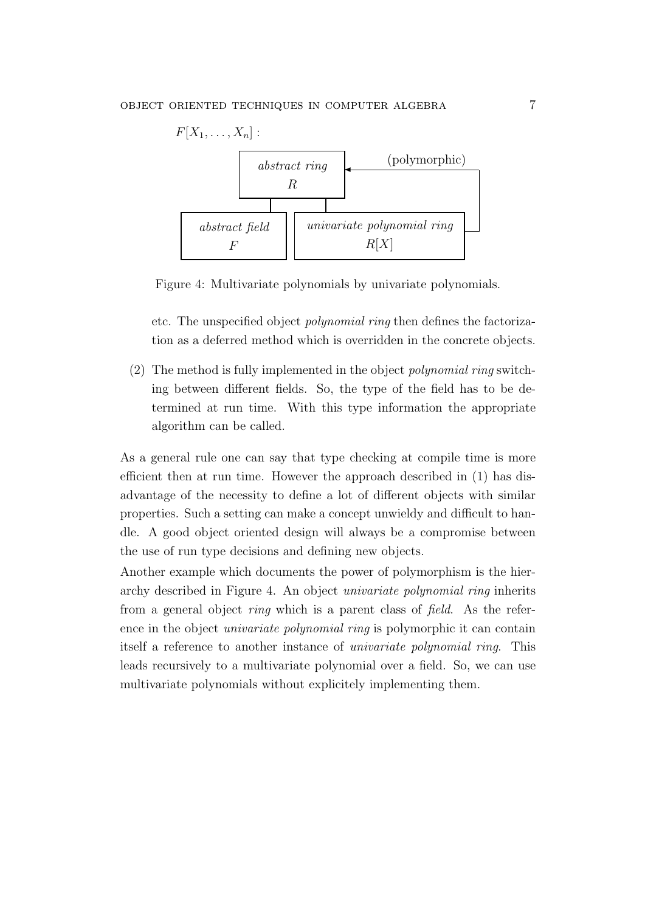$F[X_1, \ldots, X_n]$ :

*abstract ring* $R$ (polymorphic)

*abstract field* $F$ — *univariate polynomial ring* $R[X]$

Figure 4: Multivariate polynomials by univariate polynomials.

etc. The unspecified object *polynomial ring* then defines the factorization as a deferred method which is overridden in the concrete objects.

(2) The method is fully implemented in the object *polynomial ring* switching between different fields. So, the type of the field has to be determined at run time. With this type information the appropriate algorithm can be called.

As a general rule one can say that type checking at compile time is more efficient then at run time. However the approach described in (1) has disadvantage of the necessity to define a lot of different objects with similar properties. Such a setting can make a concept unwieldy and difficult to handle. A good object oriented design will always be a compromise between the use of run type decisions and defining new objects.

Another example which documents the power of polymorphism is the hierarchy described in Figure 4. An object *univariate polynomial ring* inherits from a general object *ring* which is a parent class of *field*. As the reference in the object *univariate polynomial ring* is polymorphic it can contain itself a reference to another instance of *univariate polynomial ring*. This leads recursively to a multivariate polynomial over a field. So, we can use multivariate polynomials without explicitely implementing them.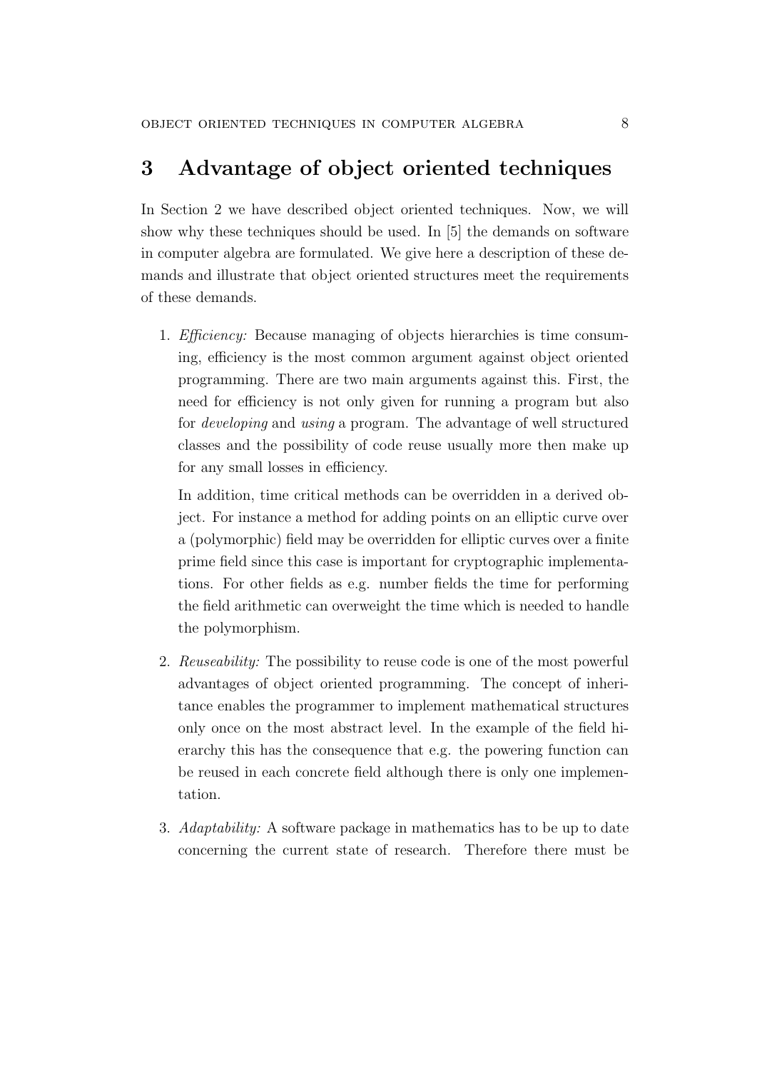## 3 Advantage of object oriented techniques

In Section 2 we have described object oriented techniques. Now, we will show why these techniques should be used. In [5] the demands on software in computer algebra are formulated. We give here a description of these demands and illustrate that object oriented structures meet the requirements of these demands.

1. *Efficiency:* Because managing of objects hierarchies is time consuming, efficiency is the most common argument against object oriented programming. There are two main arguments against this. First, the need for efficiency is not only given for running a program but also for *developing* and *using* a program. The advantage of well structured classes and the possibility of code reuse usually more then make up for any small losses in efficiency.

   In addition, time critical methods can be overridden in a derived object. For instance a method for adding points on an elliptic curve over a (polymorphic) field may be overridden for elliptic curves over a finite prime field since this case is important for cryptographic implementations. For other fields as e.g. number fields the time for performing the field arithmetic can overweight the time which is needed to handle the polymorphism.

2. *Reuseability:* The possibility to reuse code is one of the most powerful advantages of object oriented programming. The concept of inheritance enables the programmer to implement mathematical structures only once on the most abstract level. In the example of the field hierarchy this has the consequence that e.g. the powering function can be reused in each concrete field although there is only one implementation.

3. *Adaptability:* A software package in mathematics has to be up to date concerning the current state of research. Therefore there must be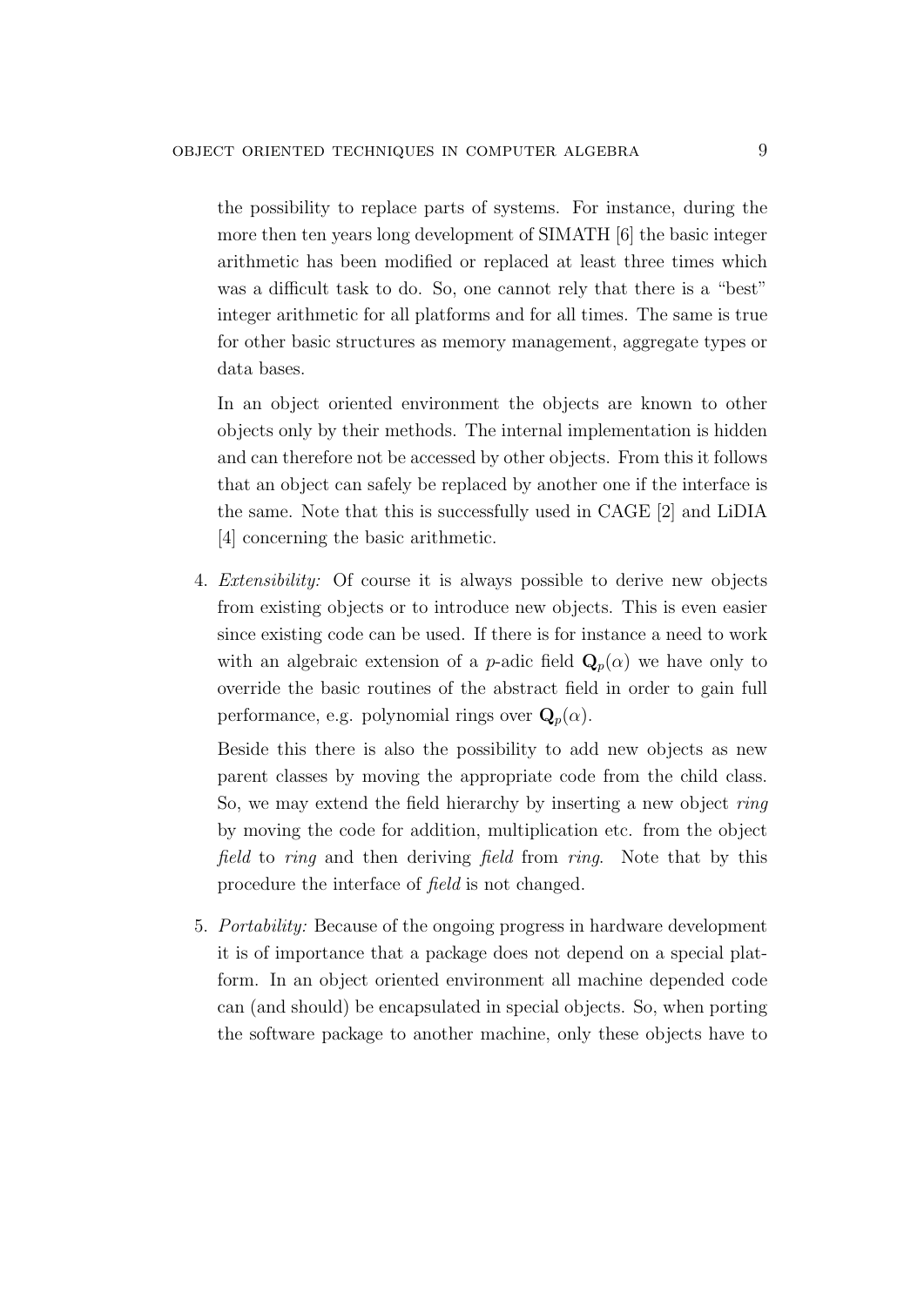the possibility to replace parts of systems. For instance, during the more then ten years long development of SIMATH [6] the basic integer arithmetic has been modified or replaced at least three times which was a difficult task to do. So, one cannot rely that there is a "best" integer arithmetic for all platforms and for all times. The same is true for other basic structures as memory management, aggregate types or data bases.

In an object oriented environment the objects are known to other objects only by their methods. The internal implementation is hidden and can therefore not be accessed by other objects. From this it follows that an object can safely be replaced by another one if the interface is the same. Note that this is successfully used in CAGE [2] and LiDIA [4] concerning the basic arithmetic.

4. *Extensibility:* Of course it is always possible to derive new objects from existing objects or to introduce new objects. This is even easier since existing code can be used. If there is for instance a need to work with an algebraic extension of a $p$-adic field $\mathbf{Q}_p(\alpha)$ we have only to override the basic routines of the abstract field in order to gain full performance, e.g. polynomial rings over $\mathbf{Q}_p(\alpha)$.

   Beside this there is also the possibility to add new objects as new parent classes by moving the appropriate code from the child class. So, we may extend the field hierarchy by inserting a new object *ring* by moving the code for addition, multiplication etc. from the object *field* to *ring* and then deriving *field* from *ring*. Note that by this procedure the interface of *field* is not changed.

5. *Portability:* Because of the ongoing progress in hardware development it is of importance that a package does not depend on a special platform. In an object oriented environment all machine depended code can (and should) be encapsulated in special objects. So, when porting the software package to another machine, only these objects have to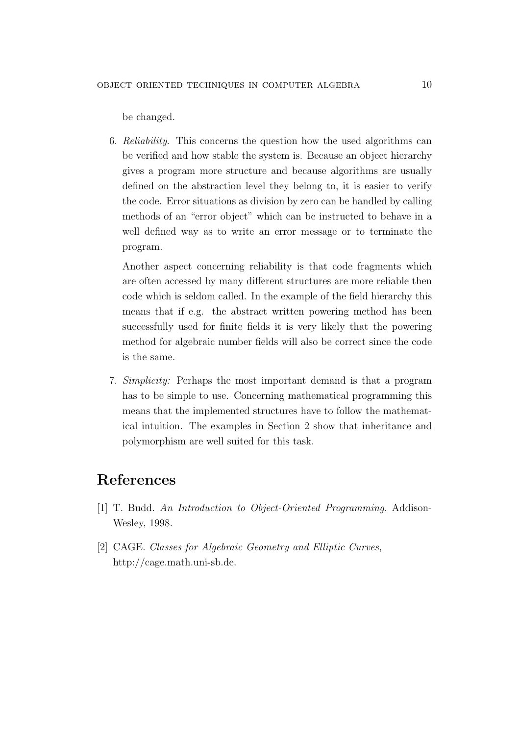be changed.

6. *Reliability*. This concerns the question how the used algorithms can be verified and how stable the system is. Because an object hierarchy gives a program more structure and because algorithms are usually defined on the abstraction level they belong to, it is easier to verify the code. Error situations as division by zero can be handled by calling methods of an "error object" which can be instructed to behave in a well defined way as to write an error message or to terminate the program.

   Another aspect concerning reliability is that code fragments which are often accessed by many different structures are more reliable then code which is seldom called. In the example of the field hierarchy this means that if e.g. the abstract written powering method has been successfully used for finite fields it is very likely that the powering method for algebraic number fields will also be correct since the code is the same.

7. *Simplicity:* Perhaps the most important demand is that a program has to be simple to use. Concerning mathematical programming this means that the implemented structures have to follow the mathematical intuition. The examples in Section 2 show that inheritance and polymorphism are well suited for this task.

# References

[1] T. Budd. *An Introduction to Object-Oriented Programming.* Addison-Wesley, 1998.

[2] CAGE. *Classes for Algebraic Geometry and Elliptic Curves*, http://cage.math.uni-sb.de.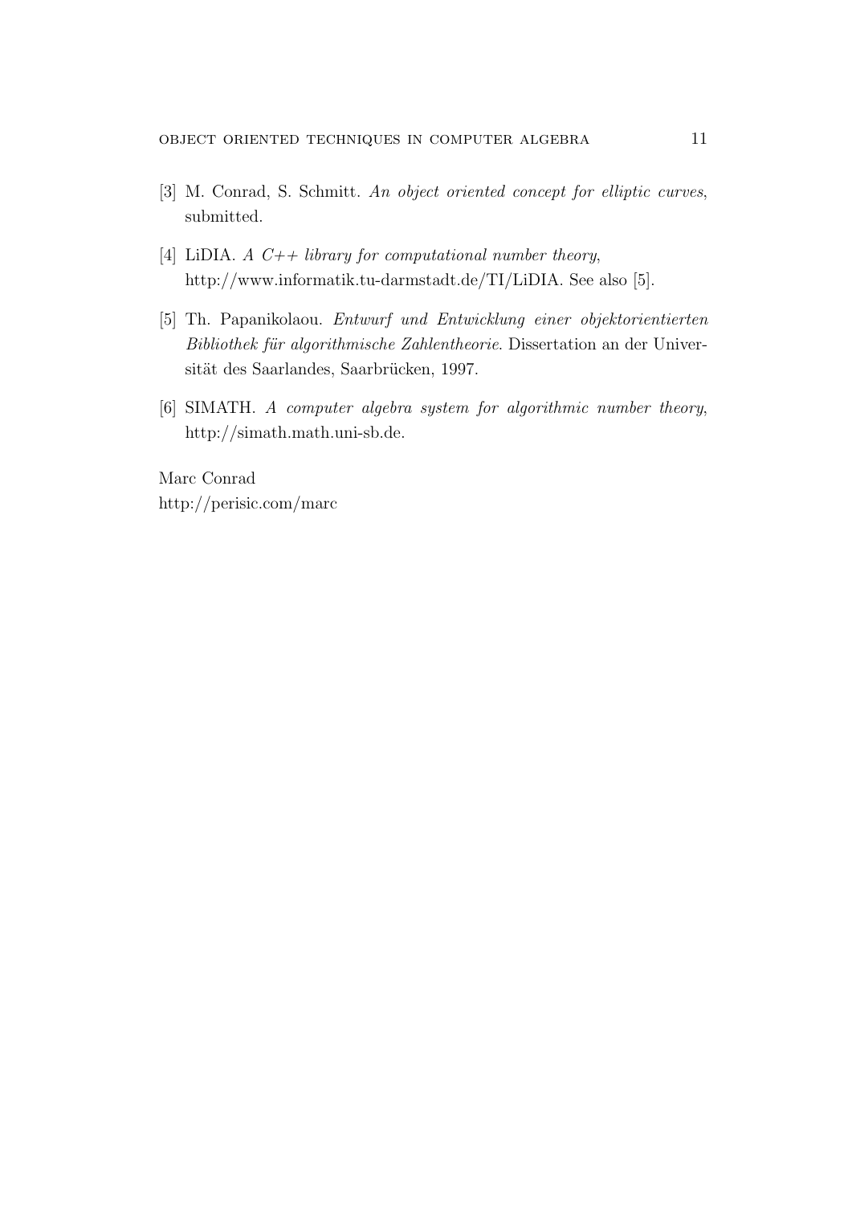[3] M. Conrad, S. Schmitt. *An object oriented concept for elliptic curves*, submitted.

[4] LiDIA. *A C++ library for computational number theory*, http://www.informatik.tu-darmstadt.de/TI/LiDIA. See also [5].

[5] Th. Papanikolaou. *Entwurf und Entwicklung einer objektorientierten Bibliothek für algorithmische Zahlentheorie*. Dissertation an der Universität des Saarlandes, Saarbrücken, 1997.

[6] SIMATH. *A computer algebra system for algorithmic number theory*, http://simath.math.uni-sb.de.

Marc Conrad
http://perisic.com/marc